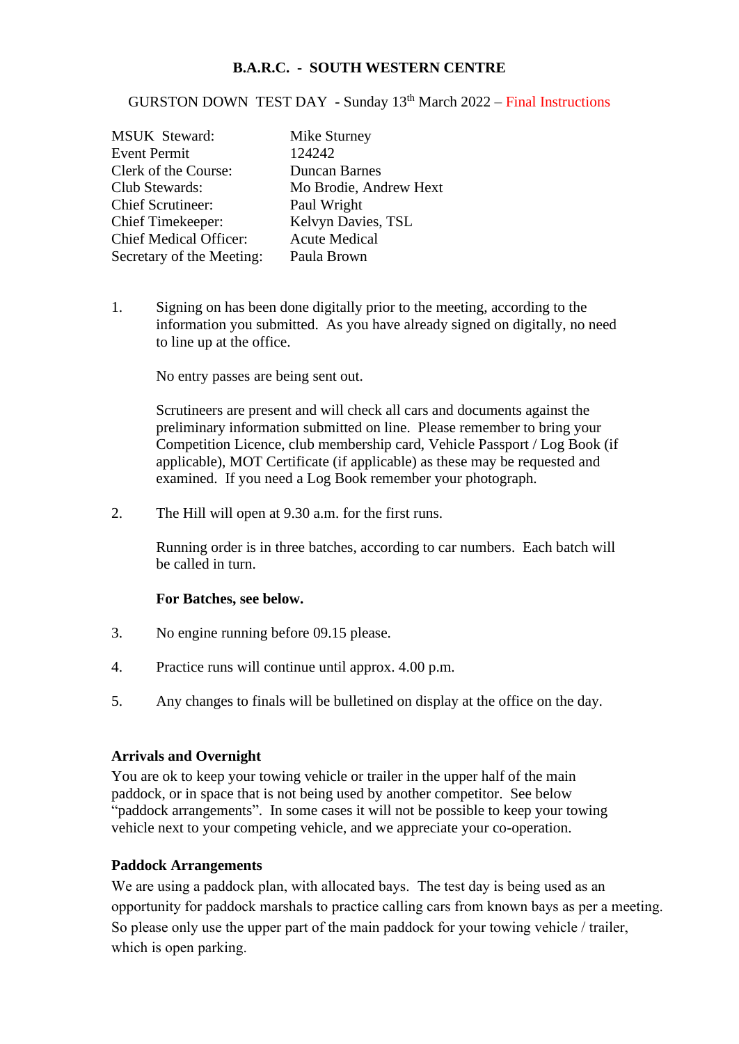# B.A.R.C. - SOUTH WESTERN CENTRE

GURSTON DOWN TEST DAY - Sunday 13th March 2022 – Final Instructions

| | |
|---|---|
| MSUK Steward: | Mike Sturney |
| Event Permit | 124242 |
| Clerk of the Course: | Duncan Barnes |
| Club Stewards: | Mo Brodie, Andrew Hext |
| Chief Scrutineer: | Paul Wright |
| Chief Timekeeper: | Kelvyn Davies, TSL |
| Chief Medical Officer: | Acute Medical |
| Secretary of the Meeting: | Paula Brown |

1. Signing on has been done digitally prior to the meeting, according to the information you submitted. As you have already signed on digitally, no need to line up at the office.

   No entry passes are being sent out.

   Scrutineers are present and will check all cars and documents against the preliminary information submitted on line. Please remember to bring your Competition Licence, club membership card, Vehicle Passport / Log Book (if applicable), MOT Certificate (if applicable) as these may be requested and examined. If you need a Log Book remember your photograph.

2. The Hill will open at 9.30 a.m. for the first runs.

   Running order is in three batches, according to car numbers. Each batch will be called in turn.

   **For Batches, see below.**

3. No engine running before 09.15 please.

4. Practice runs will continue until approx. 4.00 p.m.

5. Any changes to finals will be bulletined on display at the office on the day.

**Arrivals and Overnight**

You are ok to keep your towing vehicle or trailer in the upper half of the main paddock, or in space that is not being used by another competitor. See below "paddock arrangements". In some cases it will not be possible to keep your towing vehicle next to your competing vehicle, and we appreciate your co-operation.

**Paddock Arrangements**

We are using a paddock plan, with allocated bays. The test day is being used as an opportunity for paddock marshals to practice calling cars from known bays as per a meeting. So please only use the upper part of the main paddock for your towing vehicle / trailer, which is open parking.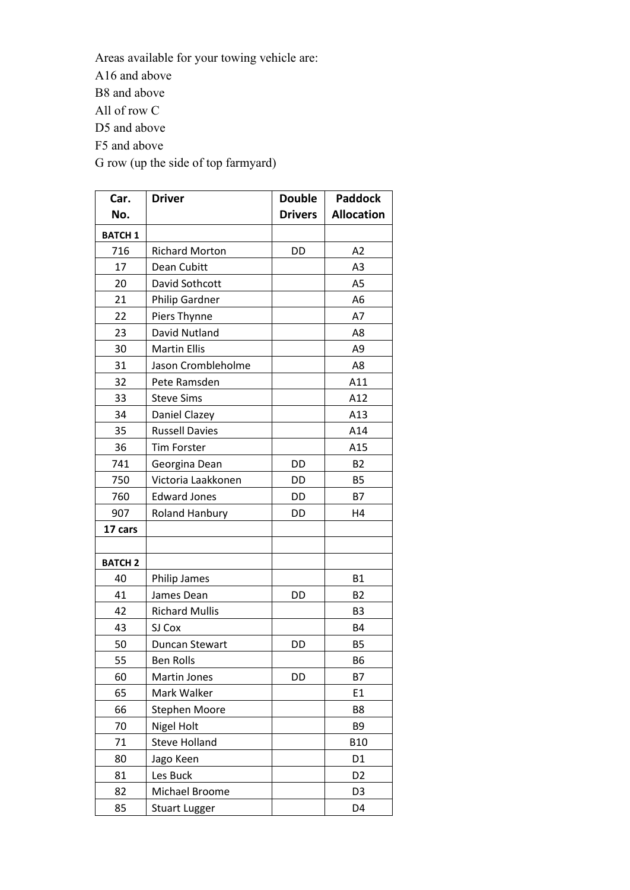Areas available for your towing vehicle are:
A16 and above
B8 and above
All of row C
D5 and above
F5 and above
G row (up the side of top farmyard)

| Car. No. | Driver | Double Drivers | Paddock Allocation |
|---|---|---|---|
| **BATCH 1** | | | |
| 716 | Richard Morton | DD | A2 |
| 17 | Dean Cubitt | | A3 |
| 20 | David Sothcott | | A5 |
| 21 | Philip Gardner | | A6 |
| 22 | Piers Thynne | | A7 |
| 23 | David Nutland | | A8 |
| 30 | Martin Ellis | | A9 |
| 31 | Jason Crombleholme | | A8 |
| 32 | Pete Ramsden | | A11 |
| 33 | Steve Sims | | A12 |
| 34 | Daniel Clazey | | A13 |
| 35 | Russell Davies | | A14 |
| 36 | Tim Forster | | A15 |
| 741 | Georgina Dean | DD | B2 |
| 750 | Victoria Laakkonen | DD | B5 |
| 760 | Edward Jones | DD | B7 |
| 907 | Roland Hanbury | DD | H4 |
| **17 cars** | | | |
| | | | |
| **BATCH 2** | | | |
| 40 | Philip James | | B1 |
| 41 | James Dean | DD | B2 |
| 42 | Richard Mullis | | B3 |
| 43 | SJ Cox | | B4 |
| 50 | Duncan Stewart | DD | B5 |
| 55 | Ben Rolls | | B6 |
| 60 | Martin Jones | DD | B7 |
| 65 | Mark Walker | | E1 |
| 66 | Stephen Moore | | B8 |
| 70 | Nigel Holt | | B9 |
| 71 | Steve Holland | | B10 |
| 80 | Jago Keen | | D1 |
| 81 | Les Buck | | D2 |
| 82 | Michael Broome | | D3 |
| 85 | Stuart Lugger | | D4 |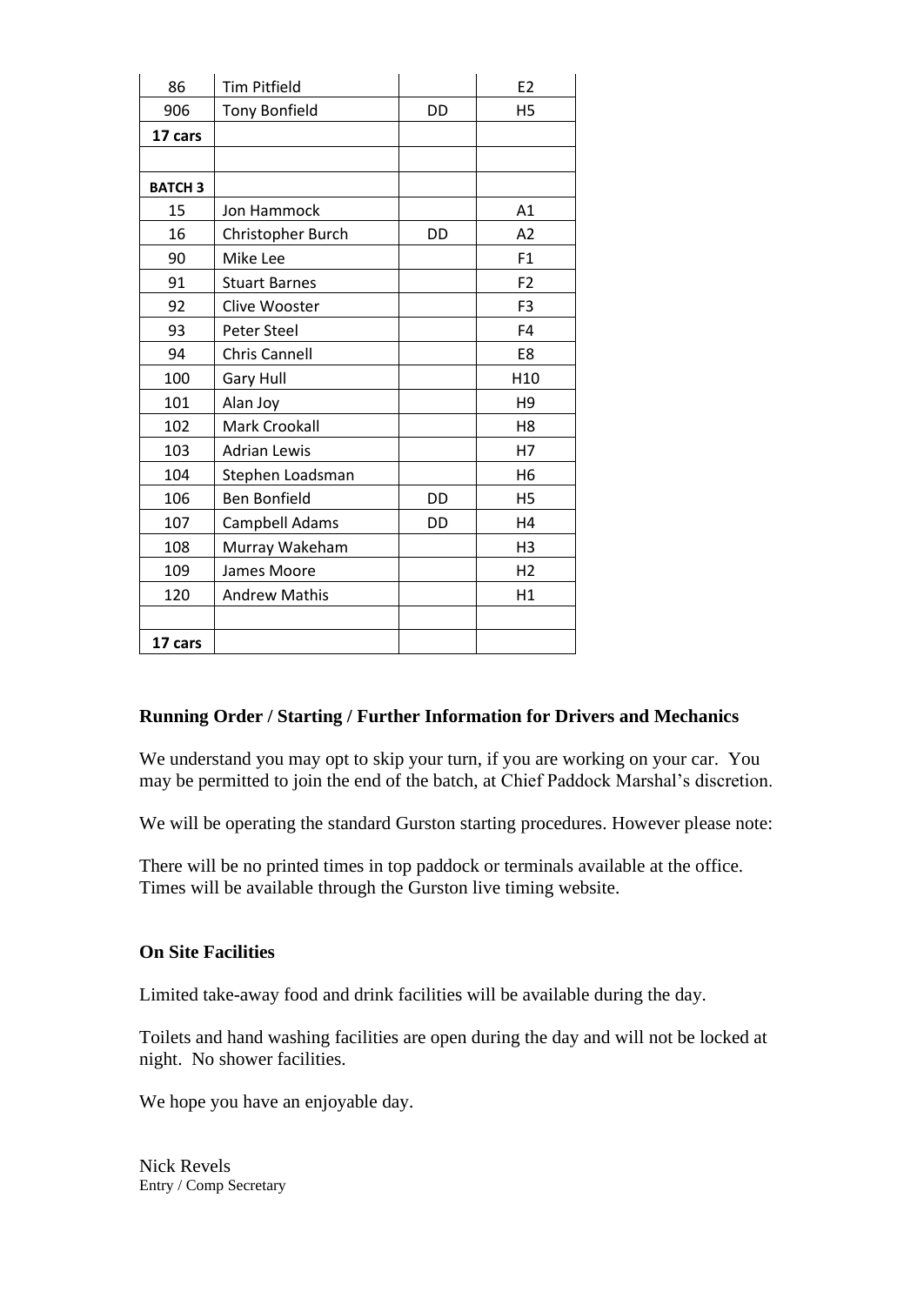| | | | |
|---|---|---|---|
| 86 | Tim Pitfield | | E2 |
| 906 | Tony Bonfield | DD | H5 |
| **17 cars** | | | |
| | | | |
| **BATCH 3** | | | |
| 15 | Jon Hammock | | A1 |
| 16 | Christopher Burch | DD | A2 |
| 90 | Mike Lee | | F1 |
| 91 | Stuart Barnes | | F2 |
| 92 | Clive Wooster | | F3 |
| 93 | Peter Steel | | F4 |
| 94 | Chris Cannell | | E8 |
| 100 | Gary Hull | | H10 |
| 101 | Alan Joy | | H9 |
| 102 | Mark Crookall | | H8 |
| 103 | Adrian Lewis | | H7 |
| 104 | Stephen Loadsman | | H6 |
| 106 | Ben Bonfield | DD | H5 |
| 107 | Campbell Adams | DD | H4 |
| 108 | Murray Wakeham | | H3 |
| 109 | James Moore | | H2 |
| 120 | Andrew Mathis | | H1 |
| | | | |
| **17 cars** | | | |

**Running Order / Starting / Further Information for Drivers and Mechanics**

We understand you may opt to skip your turn, if you are working on your car. You may be permitted to join the end of the batch, at Chief Paddock Marshal's discretion.

We will be operating the standard Gurston starting procedures. However please note:

There will be no printed times in top paddock or terminals available at the office. Times will be available through the Gurston live timing website.

**On Site Facilities**

Limited take-away food and drink facilities will be available during the day.

Toilets and hand washing facilities are open during the day and will not be locked at night. No shower facilities.

We hope you have an enjoyable day.

Nick Revels
Entry / Comp Secretary